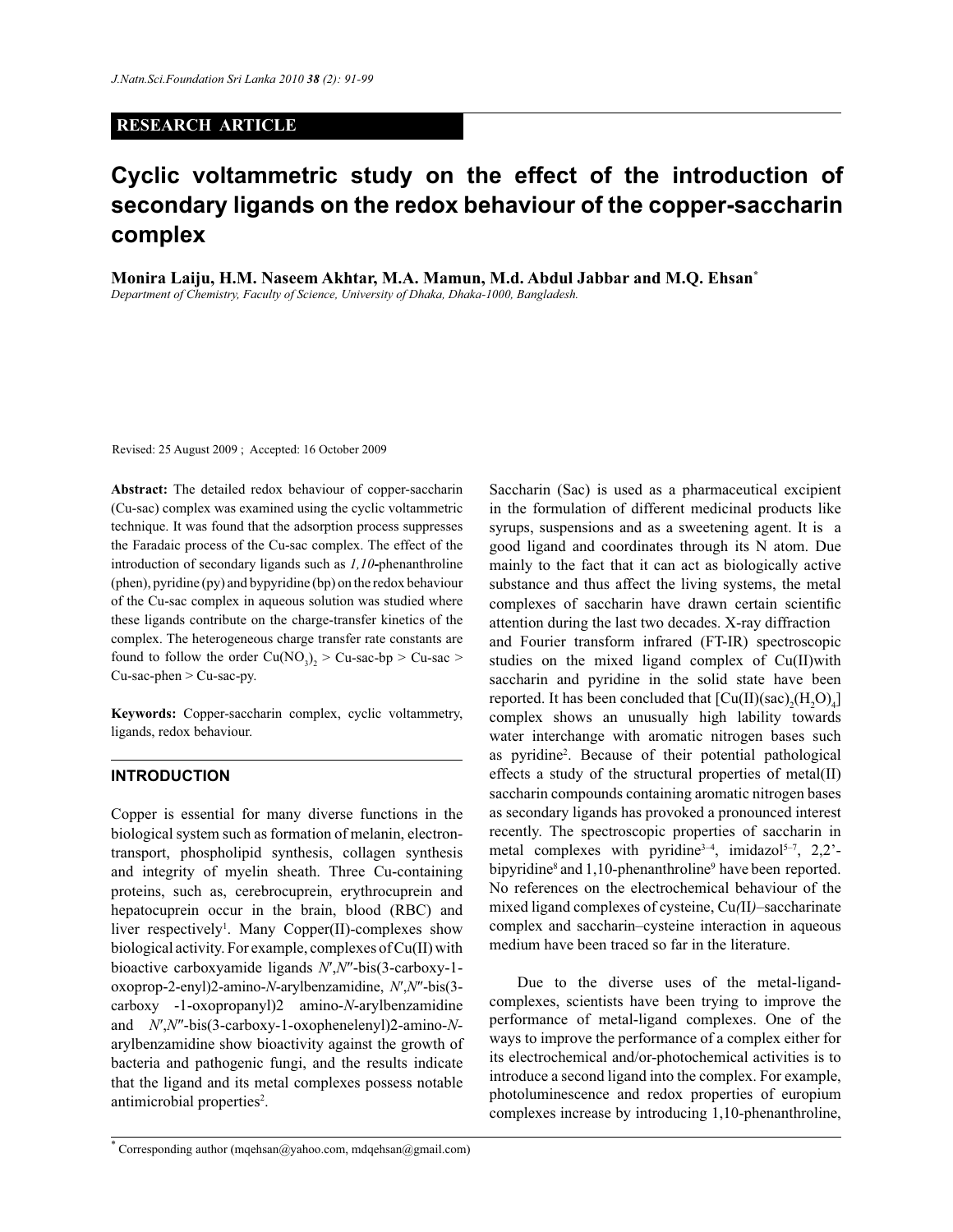RESEARCH ARTICLE

# Cyclic voltammetric study on the effect of the introduction of secondary ligands on the redox behaviour of the copper-saccharin complex

**Monira Laiju, H.M. Naseem Akhtar, M.A. Mamun, M.d. Abdul Jabbar and M.Q. Ehsan***

*Department of Chemistry, Faculty of Science, University of Dhaka, Dhaka-1000, Bangladesh.*

Revised: 25 August 2009 ; Accepted: 16 October 2009

**Abstract:** The detailed redox behaviour of copper-saccharin (Cu-sac) complex was examined using the cyclic voltammetric technique. It was found that the adsorption process suppresses the Faradaic process of the Cu-sac complex. The effect of the introduction of secondary ligands such as *1,10*-phenanthroline (phen), pyridine (py) and bypyridine (bp) on the redox behaviour of the Cu-sac complex in aqueous solution was studied where these ligands contribute on the charge-transfer kinetics of the complex. The heterogeneous charge transfer rate constants are found to follow the order $Cu(NO_3)_2$ > Cu-sac-bp > Cu-sac > Cu-sac-phen > Cu-sac-py.

**Keywords:** Copper-saccharin complex, cyclic voltammetry, ligands, redox behaviour.

## INTRODUCTION

Copper is essential for many diverse functions in the biological system such as formation of melanin, electron-transport, phospholipid synthesis, collagen synthesis and integrity of myelin sheath. Three Cu-containing proteins, such as, cerebrocuprein, erythrocuprein and hepatocuprein occur in the brain, blood (RBC) and liver respectively[1]. Many Copper(II)-complexes show biological activity. For example, complexes of Cu(II) with bioactive carboxyamide ligands *N′*,*N″*-bis(3-carboxy-1-oxoprop-2-enyl)2-amino-*N*-arylbenzamidine, *N′*,*N″*-bis(3-carboxy -1-oxopropanyl)2 amino-*N*-arylbenzamidine and *N′*,*N″*-bis(3-carboxy-1-oxophenelenyl)2-amino-*N*-arylbenzamidine show bioactivity against the growth of bacteria and pathogenic fungi, and the results indicate that the ligand and its metal complexes possess notable antimicrobial properties[2].

Saccharin (Sac) is used as a pharmaceutical excipient in the formulation of different medicinal products like syrups, suspensions and as a sweetening agent. It is a good ligand and coordinates through its N atom. Due mainly to the fact that it can act as biologically active substance and thus affect the living systems, the metal complexes of saccharin have drawn certain scientific attention during the last two decades. X-ray diffraction and Fourier transform infrared (FT-IR) spectroscopic studies on the mixed ligand complex of Cu(II)with saccharin and pyridine in the solid state have been reported. It has been concluded that $[Cu(II)(sac)_2(H_2O)_4]$ complex shows an unusually high lability towards water interchange with aromatic nitrogen bases such as pyridine[2]. Because of their potential pathological effects a study of the structural properties of metal(II) saccharin compounds containing aromatic nitrogen bases as secondary ligands has provoked a pronounced interest recently. The spectroscopic properties of saccharin in metal complexes with pyridine[3–4], imidazol[5–7], 2,2'-bipyridine[8] and 1,10-phenanthroline[9] have been reported. No references on the electrochemical behaviour of the mixed ligand complexes of cysteine, Cu*(*II*)*–saccharinate complex and saccharin–cysteine interaction in aqueous medium have been traced so far in the literature.

Due to the diverse uses of the metal-ligand-complexes, scientists have been trying to improve the performance of metal-ligand complexes. One of the ways to improve the performance of a complex either for its electrochemical and/or-photochemical activities is to introduce a second ligand into the complex. For example, photoluminescence and redox properties of europium complexes increase by introducing 1,10-phenanthroline,

* Corresponding author (mqehsan@yahoo.com, mdqehsan@gmail.com)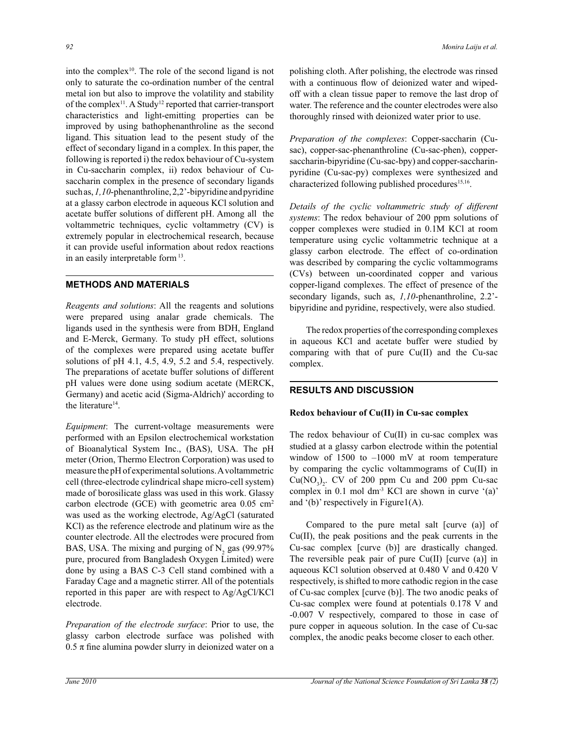into the complex[10]. The role of the second ligand is not only to saturate the co-ordination number of the central metal ion but also to improve the volatility and stability of the complex[11]. A Study[12] reported that carrier-transport characteristics and light-emitting properties can be improved by using bathophenanthroline as the second ligand. This situation lead to the pesent study of the effect of secondary ligand in a complex. In this paper, the following is reported i) the redox behaviour of Cu-system in Cu-saccharin complex, ii) redox behaviour of Cu-saccharin complex in the presence of secondary ligands such as, *1,10*-phenanthroline, 2,2'-bipyridine and pyridine at a glassy carbon electrode in aqueous KCl solution and acetate buffer solutions of different pH. Among all the voltammetric techniques, cyclic voltammetry (CV) is extremely popular in electrochemical research, because it can provide useful information about redox reactions in an easily interpretable form [13].

## METHODS AND MATERIALS

*Reagents and solutions*: All the reagents and solutions were prepared using analar grade chemicals. The ligands used in the synthesis were from BDH, England and E-Merck, Germany. To study pH effect, solutions of the complexes were prepared using acetate buffer solutions of pH 4.1, 4.5, 4.9, 5.2 and 5.4, respectively. The preparations of acetate buffer solutions of different pH values were done using sodium acetate (MERCK, Germany) and acetic acid (Sigma-Aldrich)' according to the literature[14].

*Equipment*: The current-voltage measurements were performed with an Epsilon electrochemical workstation of Bioanalytical System Inc., (BAS), USA. The pH meter (Orion, Thermo Electron Corporation) was used to measure the pH of experimental solutions. A voltammetric cell (three-electrode cylindrical shape micro-cell system) made of borosilicate glass was used in this work. Glassy carbon electrode (GCE) with geometric area 0.05 $cm^2$ was used as the working electrode, Ag/AgCl (saturated KCl) as the reference electrode and platinum wire as the counter electrode. All the electrodes were procured from BAS, USA. The mixing and purging of $N_2$ gas (99.97% pure, procured from Bangladesh Oxygen Limited) were done by using a BAS C-3 Cell stand combined with a Faraday Cage and a magnetic stirrer. All of the potentials reported in this paper are with respect to Ag/AgCl/KCl electrode.

*Preparation of the electrode surface*: Prior to use, the glassy carbon electrode surface was polished with 0.5 π fine alumina powder slurry in deionized water on a polishing cloth. After polishing, the electrode was rinsed with a continuous flow of deionized water and wiped-off with a clean tissue paper to remove the last drop of water. The reference and the counter electrodes were also thoroughly rinsed with deionized water prior to use.

*Preparation of the complexes*: Copper-saccharin (Cu-sac), copper-sac-phenanthroline (Cu-sac-phen), copper-saccharin-bipyridine (Cu-sac-bpy) and copper-saccharin-pyridine (Cu-sac-py) complexes were synthesized and characterized following published procedures[15,16].

*Details of the cyclic voltammetric study of different systems*: The redox behaviour of 200 ppm solutions of copper complexes were studied in 0.1M KCl at room temperature using cyclic voltammetric technique at a glassy carbon electrode. The effect of co-ordination was described by comparing the cyclic voltammograms (CVs) between un-coordinated copper and various copper-ligand complexes. The effect of presence of the secondary ligands, such as, *1,10*-phenanthroline, 2.2'-bipyridine and pyridine, respectively, were also studied.

The redox properties of the corresponding complexes in aqueous KCl and acetate buffer were studied by comparing with that of pure Cu(II) and the Cu-sac complex.

## RESULTS AND DISCUSSION

### Redox behaviour of Cu(II) in Cu-sac complex

The redox behaviour of Cu(II) in cu-sac complex was studied at a glassy carbon electrode within the potential window of 1500 to –1000 mV at room temperature by comparing the cyclic voltammograms of Cu(II) in $Cu(NO_3)_2$. CV of 200 ppm Cu and 200 ppm Cu-sac complex in 0.1 mol $dm^{-3}$ KCl are shown in curve '(a)' and '(b)' respectively in Figure1(A).

Compared to the pure metal salt [curve (a)] of Cu(II), the peak positions and the peak currents in the Cu-sac complex [curve (b)] are drastically changed. The reversible peak pair of pure Cu(II) [curve (a)] in aqueous KCl solution observed at 0.480 V and 0.420 V respectively, is shifted to more cathodic region in the case of Cu-sac complex [curve (b)]. The two anodic peaks of Cu-sac complex were found at potentials 0.178 V and -0.007 V respectively, compared to those in case of pure copper in aqueous solution. In the case of Cu-sac complex, the anodic peaks become closer to each other.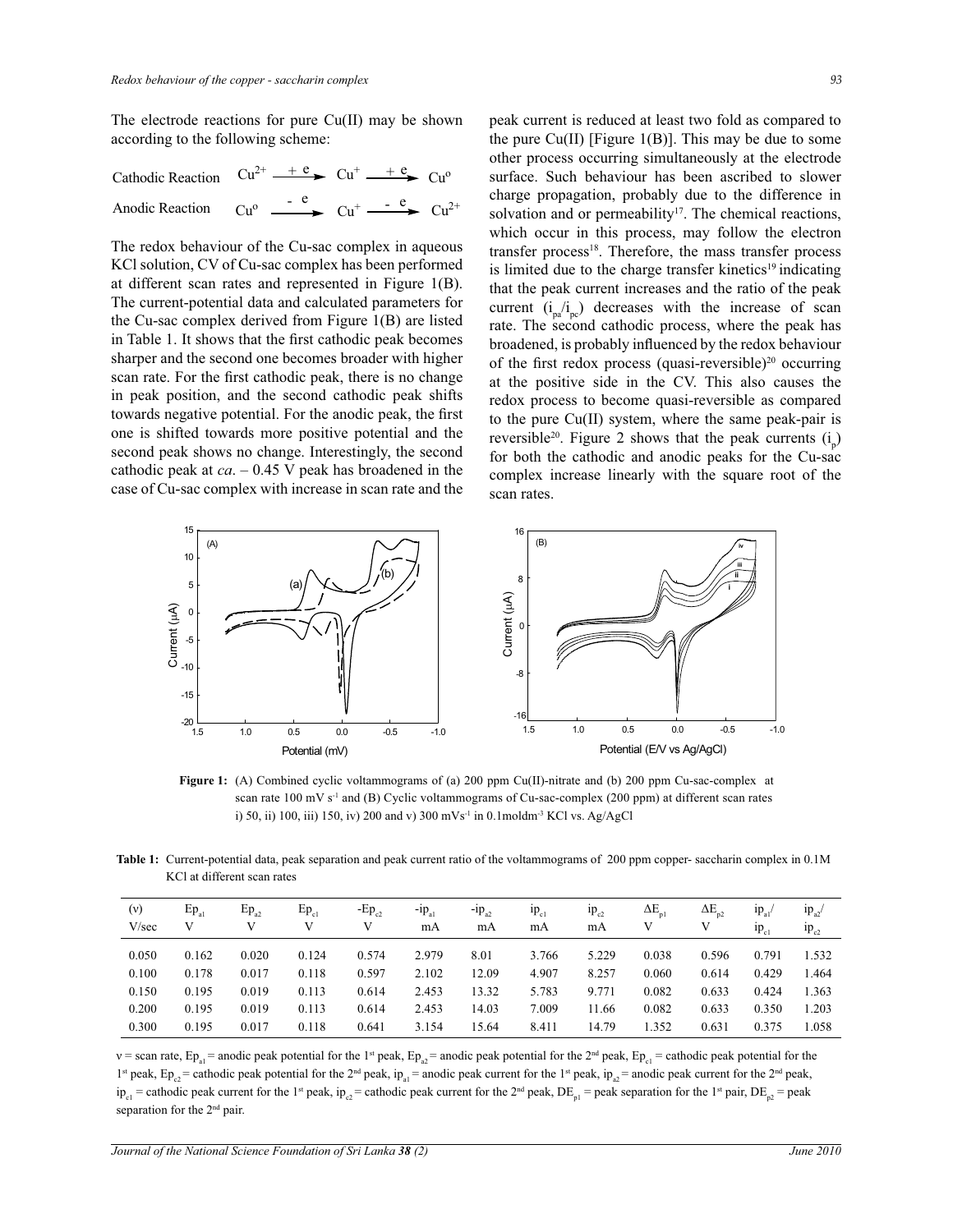The electrode reactions for pure Cu(II) may be shown according to the following scheme:

Cathodic Reaction $Cu^{2+} \xrightarrow{+e} Cu^{+} \xrightarrow{+e} Cu^{o}$

Anodic Reaction $Cu^{o} \xrightarrow{-e} Cu^{+} \xrightarrow{-e} Cu^{2+}$

The redox behaviour of the Cu-sac complex in aqueous KCl solution, CV of Cu-sac complex has been performed at different scan rates and represented in Figure 1(B). The current-potential data and calculated parameters for the Cu-sac complex derived from Figure 1(B) are listed in Table 1. It shows that the first cathodic peak becomes sharper and the second one becomes broader with higher scan rate. For the first cathodic peak, there is no change in peak position, and the second cathodic peak shifts towards negative potential. For the anodic peak, the first one is shifted towards more positive potential and the second peak shows no change. Interestingly, the second cathodic peak at *ca*. – 0.45 V peak has broadened in the case of Cu-sac complex with increase in scan rate and the peak current is reduced at least two fold as compared to the pure Cu(II) [Figure 1(B)]. This may be due to some other process occurring simultaneously at the electrode surface. Such behaviour has been ascribed to slower charge propagation, probably due to the difference in solvation and or permeability[17]. The chemical reactions, which occur in this process, may follow the electron transfer process[18]. Therefore, the mass transfer process is limited due to the charge transfer kinetics[19] indicating that the peak current increases and the ratio of the peak current ($i_{pa}/i_{pc}$) decreases with the increase of scan rate. The second cathodic process, where the peak has broadened, is probably influenced by the redox behaviour of the first redox process (quasi-reversible)[20] occurring at the positive side in the CV. This also causes the redox process to become quasi-reversible as compared to the pure Cu(II) system, where the same peak-pair is reversible[20]. Figure 2 shows that the peak currents ($i_p$) for both the cathodic and anodic peaks for the Cu-sac complex increase linearly with the square root of the scan rates.

**Figure 1:** (A) Combined cyclic voltammograms of (a) 200 ppm Cu(II)-nitrate and (b) 200 ppm Cu-sac-complex at scan rate 100 mV $s^{-1}$ and (B) Cyclic voltammograms of Cu-sac-complex (200 ppm) at different scan rates i) 50, ii) 100, iii) 150, iv) 200 and v) 300 $mVs^{-1}$ in 0.1moldm$^{-3}$ KCl vs. Ag/AgCl

**Table 1:** Current-potential data, peak separation and peak current ratio of the voltammograms of 200 ppm copper- saccharin complex in 0.1M KCl at different scan rates

| (v) V/sec | $Ep_{a1}$ V | $Ep_{a2}$ V | $Ep_{c1}$ V | $-Ep_{c2}$ V | $-ip_{a1}$ mA | $-ip_{a2}$ mA | $ip_{c1}$ mA | $ip_{c2}$ mA | $\Delta E_{p1}$ V | $\Delta E_{p2}$ V | $ip_{a1}/ip_{c1}$ | $ip_{a2}/ip_{c2}$ |
|---|---|---|---|---|---|---|---|---|---|---|---|---|
| 0.050 | 0.162 | 0.020 | 0.124 | 0.574 | 2.979 | 8.01 | 3.766 | 5.229 | 0.038 | 0.596 | 0.791 | 1.532 |
| 0.100 | 0.178 | 0.017 | 0.118 | 0.597 | 2.102 | 12.09 | 4.907 | 8.257 | 0.060 | 0.614 | 0.429 | 1.464 |
| 0.150 | 0.195 | 0.019 | 0.113 | 0.614 | 2.453 | 13.32 | 5.783 | 9.771 | 0.082 | 0.633 | 0.424 | 1.363 |
| 0.200 | 0.195 | 0.019 | 0.113 | 0.614 | 2.453 | 14.03 | 7.009 | 11.66 | 0.082 | 0.633 | 0.350 | 1.203 |
| 0.300 | 0.195 | 0.017 | 0.118 | 0.641 | 3.154 | 15.64 | 8.411 | 14.79 | 1.352 | 0.631 | 0.375 | 1.058 |

v = scan rate, $Ep_{a1}$ = anodic peak potential for the 1st peak, $Ep_{a2}$ = anodic peak potential for the 2nd peak, $Ep_{c1}$ = cathodic peak potential for the 1st peak, $Ep_{c2}$ = cathodic peak potential for the 2nd peak, $ip_{a1}$ = anodic peak current for the 1st peak, $ip_{a2}$ = anodic peak current for the 2nd peak, $ip_{c1}$ = cathodic peak current for the 1st peak, $ip_{c2}$ = cathodic peak current for the 2nd peak, $DE_{p1}$ = peak separation for the 1st pair, $DE_{p2}$ = peak separation for the 2nd pair.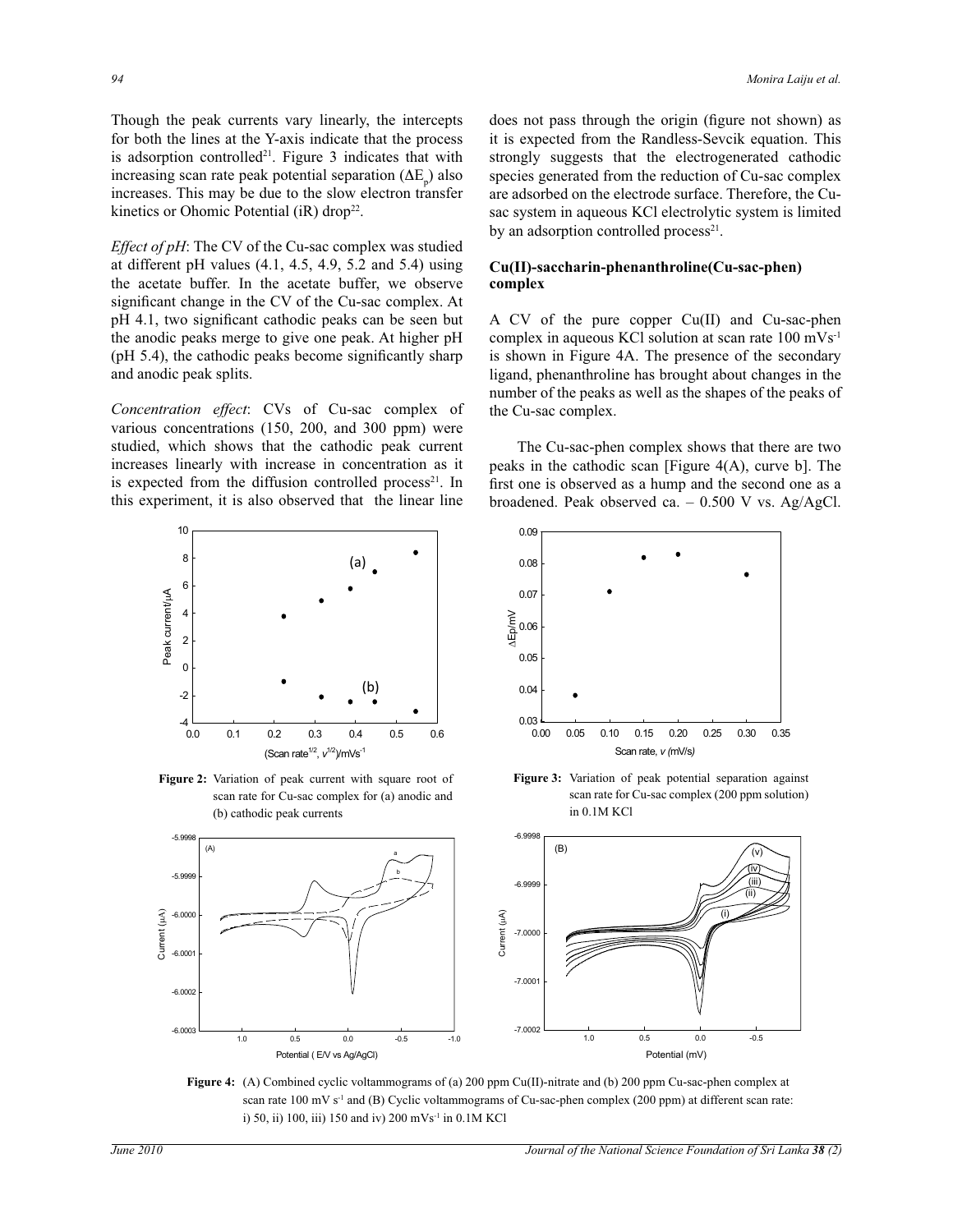Though the peak currents vary linearly, the intercepts for both the lines at the Y-axis indicate that the process is adsorption controlled[21]. Figure 3 indicates that with increasing scan rate peak potential separation ($\Delta E_p$) also increases. This may be due to the slow electron transfer kinetics or Ohomic Potential (iR) drop[22].

*Effect of pH*: The CV of the Cu-sac complex was studied at different pH values (4.1, 4.5, 4.9, 5.2 and 5.4) using the acetate buffer. In the acetate buffer, we observe significant change in the CV of the Cu-sac complex. At pH 4.1, two significant cathodic peaks can be seen but the anodic peaks merge to give one peak. At higher pH (pH 5.4), the cathodic peaks become significantly sharp and anodic peak splits.

*Concentration effect*: CVs of Cu-sac complex of various concentrations (150, 200, and 300 ppm) were studied, which shows that the cathodic peak current increases linearly with increase in concentration as it is expected from the diffusion controlled process[21]. In this experiment, it is also observed that the linear line does not pass through the origin (figure not shown) as it is expected from the Randless-Sevcik equation. This strongly suggests that the electrogenerated cathodic species generated from the reduction of Cu-sac complex are adsorbed on the electrode surface. Therefore, the Cu-sac system in aqueous KCl electrolytic system is limited by an adsorption controlled process[21].

### Cu(II)-saccharin-phenanthroline(Cu-sac-phen) complex

A CV of the pure copper Cu(II) and Cu-sac-phen complex in aqueous KCl solution at scan rate 100 $mVs^{-1}$ is shown in Figure 4A. The presence of the secondary ligand, phenanthroline has brought about changes in the number of the peaks as well as the shapes of the peaks of the Cu-sac complex.

The Cu-sac-phen complex shows that there are two peaks in the cathodic scan [Figure 4(A), curve b]. The first one is observed as a hump and the second one as a broadened. Peak observed ca. – 0.500 V vs. Ag/AgCl.

**Figure 2:** Variation of peak current with square root of scan rate for Cu-sac complex for (a) anodic and (b) cathodic peak currents

**Figure 3:** Variation of peak potential separation against scan rate for Cu-sac complex (200 ppm solution) in 0.1M KCl

**Figure 4:** (A) Combined cyclic voltammograms of (a) 200 ppm Cu(II)-nitrate and (b) 200 ppm Cu-sac-phen complex at scan rate 100 mV $s^{-1}$ and (B) Cyclic voltammograms of Cu-sac-phen complex (200 ppm) at different scan rate: i) 50, ii) 100, iii) 150 and iv) 200 $mVs^{-1}$ in 0.1M KCl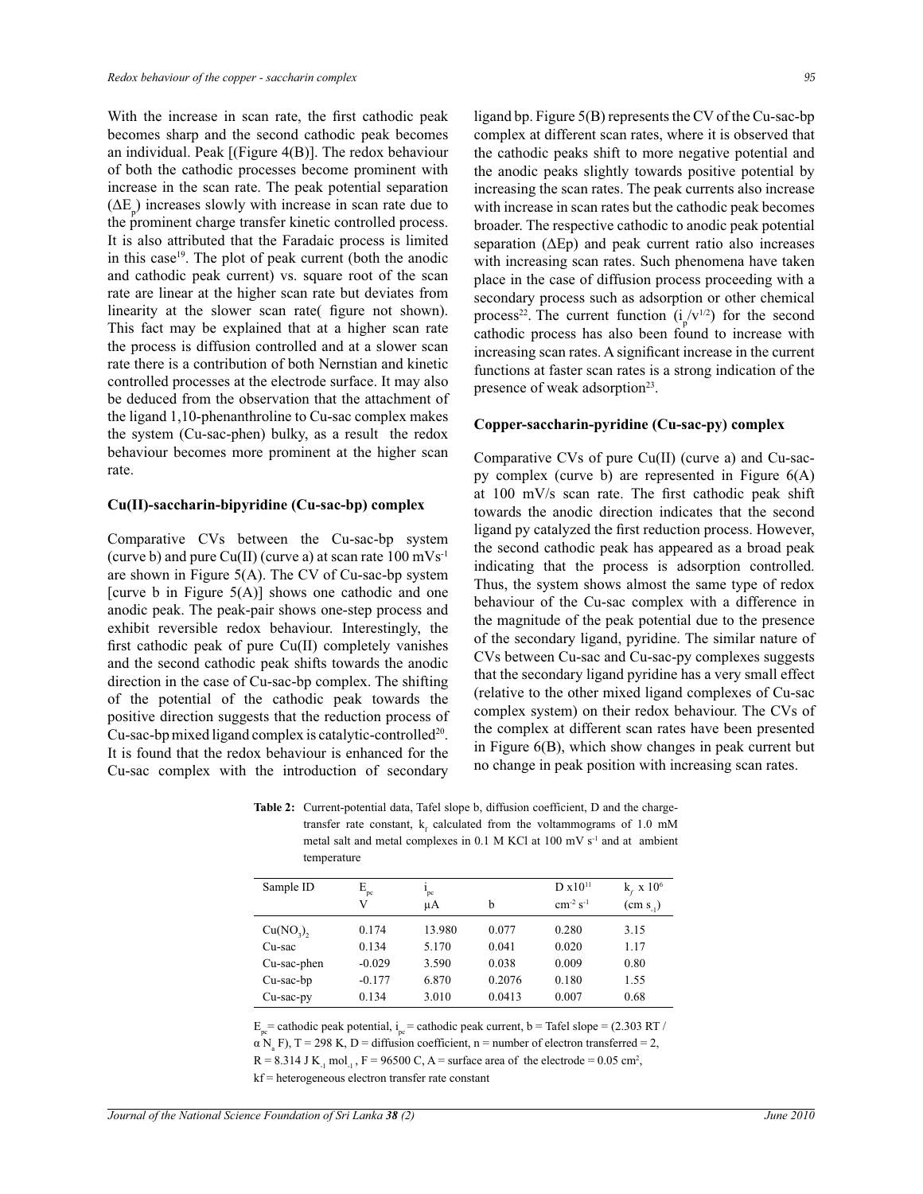With the increase in scan rate, the first cathodic peak becomes sharp and the second cathodic peak becomes an individual. Peak [(Figure 4(B)]. The redox behaviour of both the cathodic processes become prominent with increase in the scan rate. The peak potential separation ($\Delta E_p$) increases slowly with increase in scan rate due to the prominent charge transfer kinetic controlled process. It is also attributed that the Faradaic process is limited in this case[19]. The plot of peak current (both the anodic and cathodic peak current) vs. square root of the scan rate are linear at the higher scan rate but deviates from linearity at the slower scan rate( figure not shown). This fact may be explained that at a higher scan rate the process is diffusion controlled and at a slower scan rate there is a contribution of both Nernstian and kinetic controlled processes at the electrode surface. It may also be deduced from the observation that the attachment of the ligand 1,10-phenanthroline to Cu-sac complex makes the system (Cu-sac-phen) bulky, as a result the redox behaviour becomes more prominent at the higher scan rate.

**Cu(II)-saccharin-bipyridine (Cu-sac-bp) complex**

Comparative CVs between the Cu-sac-bp system (curve b) and pure Cu(II) (curve a) at scan rate 100 $mVs^{-1}$ are shown in Figure 5(A). The CV of Cu-sac-bp system [curve b in Figure 5(A)] shows one cathodic and one anodic peak. The peak-pair shows one-step process and exhibit reversible redox behaviour. Interestingly, the first cathodic peak of pure Cu(II) completely vanishes and the second cathodic peak shifts towards the anodic direction in the case of Cu-sac-bp complex. The shifting of the potential of the cathodic peak towards the positive direction suggests that the reduction process of Cu-sac-bp mixed ligand complex is catalytic-controlled[20]. It is found that the redox behaviour is enhanced for the Cu-sac complex with the introduction of secondary ligand bp. Figure 5(B) represents the CV of the Cu-sac-bp complex at different scan rates, where it is observed that the cathodic peaks shift to more negative potential and the anodic peaks slightly towards positive potential by increasing the scan rates. The peak currents also increase with increase in scan rates but the cathodic peak becomes broader. The respective cathodic to anodic peak potential separation (ΔEp) and peak current ratio also increases with increasing scan rates. Such phenomena have taken place in the case of diffusion process proceeding with a secondary process such as adsorption or other chemical process[22]. The current function ($i_p/v^{1/2}$) for the second cathodic process has also been found to increase with increasing scan rates. A significant increase in the current functions at faster scan rates is a strong indication of the presence of weak adsorption[23].

**Copper-saccharin-pyridine (Cu-sac-py) complex**

Comparative CVs of pure Cu(II) (curve a) and Cu-sac-py complex (curve b) are represented in Figure 6(A) at 100 mV/s scan rate. The first cathodic peak shift towards the anodic direction indicates that the second ligand py catalyzed the first reduction process. However, the second cathodic peak has appeared as a broad peak indicating that the process is adsorption controlled. Thus, the system shows almost the same type of redox behaviour of the Cu-sac complex with a difference in the magnitude of the peak potential due to the presence of the secondary ligand, pyridine. The similar nature of CVs between Cu-sac and Cu-sac-py complexes suggests that the secondary ligand pyridine has a very small effect (relative to the other mixed ligand complexes of Cu-sac complex system) on their redox behaviour. The CVs of the complex at different scan rates have been presented in Figure 6(B), which show changes in peak current but no change in peak position with increasing scan rates.

**Table 2:** Current-potential data, Tafel slope b, diffusion coefficient, D and the charge-transfer rate constant, $k_f$ calculated from the voltammograms of 1.0 mM metal salt and metal complexes in 0.1 M KCl at 100 mV $s^{-1}$ and at ambient temperature

| Sample ID | $E_{pc}$ V | $i_{pc}$ μA | b | D x$10^{11}$ $cm^{-2}$ $s^{-1}$ | $k_f$ x $10^6$ (cm $s_{-1}$) |
|---|---|---|---|---|---|
| $Cu(NO_3)_2$ | 0.174 | 13.980 | 0.077 | 0.280 | 3.15 |
| Cu-sac | 0.134 | 5.170 | 0.041 | 0.020 | 1.17 |
| Cu-sac-phen | -0.029 | 3.590 | 0.038 | 0.009 | 0.80 |
| Cu-sac-bp | -0.177 | 6.870 | 0.2076 | 0.180 | 1.55 |
| Cu-sac-py | 0.134 | 3.010 | 0.0413 | 0.007 | 0.68 |

$E_{pc}$= cathodic peak potential, $i_{pc}$ = cathodic peak current, b = Tafel slope = (2.303 RT / $\alpha$ $N_a$ F), T = 298 K, D = diffusion coefficient, n = number of electron transferred = 2, R = 8.314 J $K_{-1}$ $mol_{-1}$ , F = 96500 C, A = surface area of the electrode = 0.05 $cm^2$, kf = heterogeneous electron transfer rate constant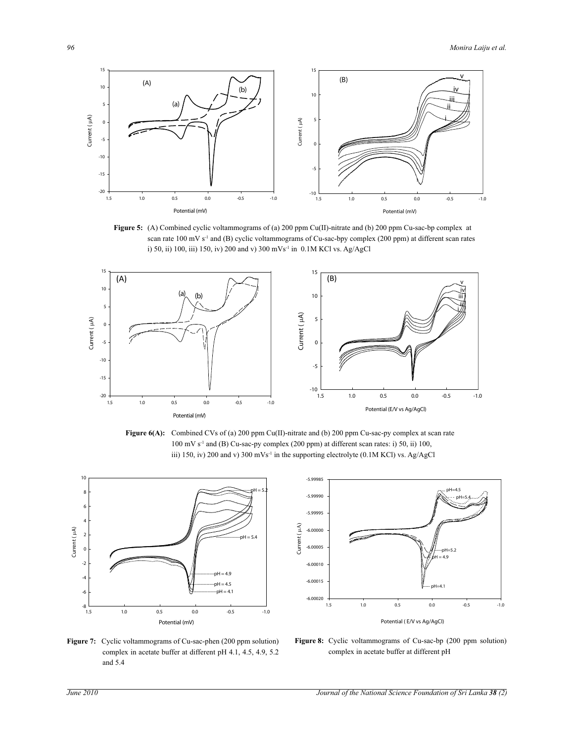**Figure 5:** (A) Combined cyclic voltammograms of (a) 200 ppm Cu(II)-nitrate and (b) 200 ppm Cu-sac-bp complex at scan rate 100 mV $s^{-1}$ and (B) cyclic voltammograms of Cu-sac-bpy complex (200 ppm) at different scan rates i) 50, ii) 100, iii) 150, iv) 200 and v) 300 m$Vs^{-1}$ in 0.1M KCl vs. Ag/AgCl

**Figure 6(A):** Combined CVs of (a) 200 ppm Cu(II)-nitrate and (b) 200 ppm Cu-sac-py complex at scan rate 100 mV $s^{-1}$ and (B) Cu-sac-py complex (200 ppm) at different scan rates: i) 50, ii) 100, iii) 150, iv) 200 and v) 300 m$Vs^{-1}$ in the supporting electrolyte (0.1M KCl) vs. Ag/AgCl

**Figure 7:** Cyclic voltammograms of Cu-sac-phen (200 ppm solution) complex in acetate buffer at different pH 4.1, 4.5, 4.9, 5.2 and 5.4

**Figure 8:** Cyclic voltammograms of Cu-sac-bp (200 ppm solution) complex in acetate buffer at different pH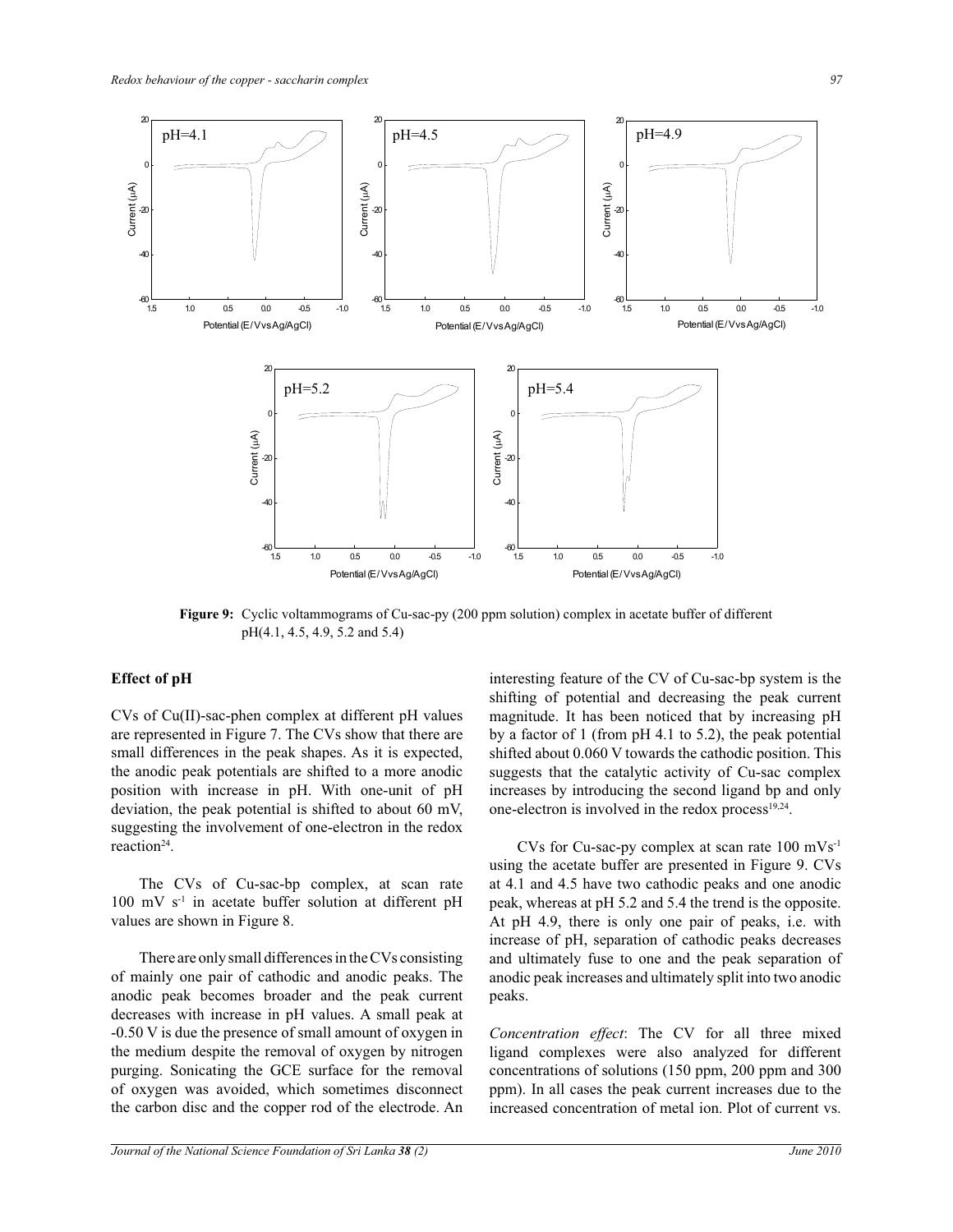Figure 9: Cyclic voltammograms of Cu-sac-py (200 ppm solution) complex in acetate buffer of different pH(4.1, 4.5, 4.9, 5.2 and 5.4)

## Effect of pH

CVs of Cu(II)-sac-phen complex at different pH values are represented in Figure 7. The CVs show that there are small differences in the peak shapes. As it is expected, the anodic peak potentials are shifted to a more anodic position with increase in pH. With one-unit of pH deviation, the peak potential is shifted to about 60 mV, suggesting the involvement of one-electron in the redox reaction[24].

The CVs of Cu-sac-bp complex, at scan rate 100 mV $s^{-1}$ in acetate buffer solution at different pH values are shown in Figure 8.

There are only small differences in the CVs consisting of mainly one pair of cathodic and anodic peaks. The anodic peak becomes broader and the peak current decreases with increase in pH values. A small peak at -0.50 V is due the presence of small amount of oxygen in the medium despite the removal of oxygen by nitrogen purging. Sonicating the GCE surface for the removal of oxygen was avoided, which sometimes disconnect the carbon disc and the copper rod of the electrode. An interesting feature of the CV of Cu-sac-bp system is the shifting of potential and decreasing the peak current magnitude. It has been noticed that by increasing pH by a factor of 1 (from pH 4.1 to 5.2), the peak potential shifted about 0.060 V towards the cathodic position. This suggests that the catalytic activity of Cu-sac complex increases by introducing the second ligand bp and only one-electron is involved in the redox process[19,24].

CVs for Cu-sac-py complex at scan rate 100 $mVs^{-1}$ using the acetate buffer are presented in Figure 9. CVs at 4.1 and 4.5 have two cathodic peaks and one anodic peak, whereas at pH 5.2 and 5.4 the trend is the opposite. At pH 4.9, there is only one pair of peaks, i.e. with increase of pH, separation of cathodic peaks decreases and ultimately fuse to one and the peak separation of anodic peak increases and ultimately split into two anodic peaks.

*Concentration effect*: The CV for all three mixed ligand complexes were also analyzed for different concentrations of solutions (150 ppm, 200 ppm and 300 ppm). In all cases the peak current increases due to the increased concentration of metal ion. Plot of current vs.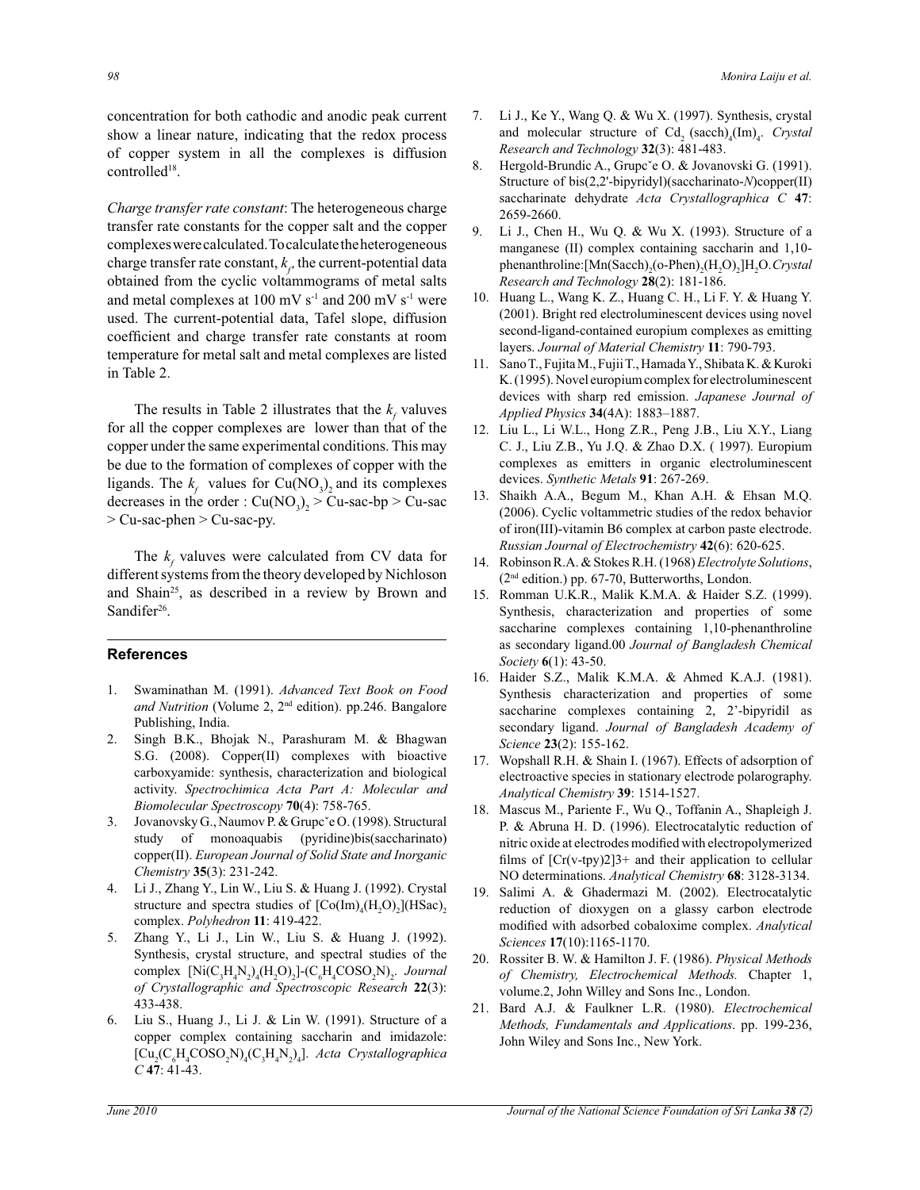concentration for both cathodic and anodic peak current show a linear nature, indicating that the redox process of copper system in all the complexes is diffusion controlled[18].

*Charge transfer rate constant*: The heterogeneous charge transfer rate constants for the copper salt and the copper complexes were calculated. To calculate the heterogeneous charge transfer rate constant, $k_f$, the current-potential data obtained from the cyclic voltammograms of metal salts and metal complexes at 100 mV $s^{-1}$ and 200 mV $s^{-1}$ were used. The current-potential data, Tafel slope, diffusion coefficient and charge transfer rate constants at room temperature for metal salt and metal complexes are listed in Table 2.

The results in Table 2 illustrates that the $k_f$ valuves for all the copper complexes are lower than that of the copper under the same experimental conditions. This may be due to the formation of complexes of copper with the ligands. The $k_f$ values for $Cu(NO_3)_2$ and its complexes decreases in the order : $Cu(NO_3)_2$ > Cu-sac-bp > Cu-sac > Cu-sac-phen > Cu-sac-py.

The $k_f$ valuves were calculated from CV data for different systems from the theory developed by Nichloson and Shain[25], as described in a review by Brown and Sandifer[26].

## References

1. Swaminathan M. (1991). *Advanced Text Book on Food and Nutrition* (Volume 2, 2nd edition). pp.246. Bangalore Publishing, India.
2. Singh B.K., Bhojak N., Parashuram M. & Bhagwan S.G. (2008). Copper(II) complexes with bioactive carboxyamide: synthesis, characterization and biological activity. *Spectrochimica Acta Part A: Molecular and Biomolecular Spectroscopy* **70**(4): 758-765.
3. Jovanovsky G., Naumov P. & Grupcˇe O. (1998). Structural study of monoaquabis (pyridine)bis(saccharinato) copper(II). *European Journal of Solid State and Inorganic Chemistry* **35**(3): 231-242.
4. Li J., Zhang Y., Lin W., Liu S. & Huang J. (1992). Crystal structure and spectra studies of $[Co(Im)_4(H_2O)_2](HSac)_2$ complex. *Polyhedron* **11**: 419-422.
5. Zhang Y., Li J., Lin W., Liu S. & Huang J. (1992). Synthesis, crystal structure, and spectral studies of the complex $[Ni(C_3H_4N_2)_4(H_2O)_2]$-$(C_6H_4COSO_2N)_2$. *Journal of Crystallographic and Spectroscopic Research* **22**(3): 433-438.
6. Liu S., Huang J., Li J. & Lin W. (1991). Structure of a copper complex containing saccharin and imidazole: $[Cu_2(C_6H_4COSO_2N)_4(C_3H_4N_2)_4]$. *Acta Crystallographica C* **47**: 41-43.
7. Li J., Ke Y., Wang Q. & Wu X. (1997). Synthesis, crystal and molecular structure of $Cd_2$ $(sacch)_4(Im)_4$. *Crystal Research and Technology* **32**(3): 481-483.
8. Hergold-Brundic A., Grupcˇe O. & Jovanovski G. (1991). Structure of bis(2,2′-bipyridyl)(saccharinato-*N*)copper(II) saccharinate dehydrate *Acta Crystallographica C* **47**: 2659-2660.
9. Li J., Chen H., Wu Q. & Wu X. (1993). Structure of a manganese (II) complex containing saccharin and 1,10-phenanthroline:$[Mn(Sacch)_2(o\text{-}Phen)_2(H_2O)_2]H_2O$. *Crystal Research and Technology* **28**(2): 181-186.
10. Huang L., Wang K. Z., Huang C. H., Li F. Y. & Huang Y. (2001). Bright red electroluminescent devices using novel second-ligand-contained europium complexes as emitting layers. *Journal of Material Chemistry* **11**: 790-793.
11. Sano T., Fujita M., Fujii T., Hamada Y., Shibata K. & Kuroki K. (1995). Novel europium complex for electroluminescent devices with sharp red emission. *Japanese Journal of Applied Physics* **34**(4A): 1883–1887.
12. Liu L., Li W.L., Hong Z.R., Peng J.B., Liu X.Y., Liang C. J., Liu Z.B., Yu J.Q. & Zhao D.X. ( 1997). Europium complexes as emitters in organic electroluminescent devices. *Synthetic Metals* **91**: 267-269.
13. Shaikh A.A., Begum M., Khan A.H. & Ehsan M.Q. (2006). Cyclic voltammetric studies of the redox behavior of iron(III)-vitamin B6 complex at carbon paste electrode. *Russian Journal of Electrochemistry* **42**(6): 620-625.
14. Robinson R.A. & Stokes R.H. (1968) *Electrolyte Solutions*, (2nd edition.) pp. 67-70, Butterworths, London.
15. Romman U.K.R., Malik K.M.A. & Haider S.Z. (1999). Synthesis, characterization and properties of some saccharine complexes containing 1,10-phenanthroline as secondary ligand.00 *Journal of Bangladesh Chemical Society* **6**(1): 43-50.
16. Haider S.Z., Malik K.M.A. & Ahmed K.A.J. (1981). Synthesis characterization and properties of some saccharine complexes containing 2, 2'-bipyridil as secondary ligand. *Journal of Bangladesh Academy of Science* **23**(2): 155-162.
17. Wopshall R.H. & Shain I. (1967). Effects of adsorption of electroactive species in stationary electrode polarography. *Analytical Chemistry* **39**: 1514-1527.
18. Mascus M., Pariente F., Wu Q., Toffanin A., Shapleigh J. P. & Abruna H. D. (1996). Electrocatalytic reduction of nitric oxide at electrodes modified with electropolymerized films of [Cr(v-tpy)2]3+ and their application to cellular NO determinations. *Analytical Chemistry* **68**: 3128-3134.
19. Salimi A. & Ghadermazi M. (2002). Electrocatalytic reduction of dioxygen on a glassy carbon electrode modified with adsorbed cobaloxime complex. *Analytical Sciences* **17**(10):1165-1170.
20. Rossiter B. W. & Hamilton J. F. (1986). *Physical Methods of Chemistry, Electrochemical Methods.* Chapter 1, volume.2, John Willey and Sons Inc., London.
21. Bard A.J. & Faulkner L.R. (1980). *Electrochemical Methods, Fundamentals and Applications*. pp. 199-236, John Wiley and Sons Inc., New York.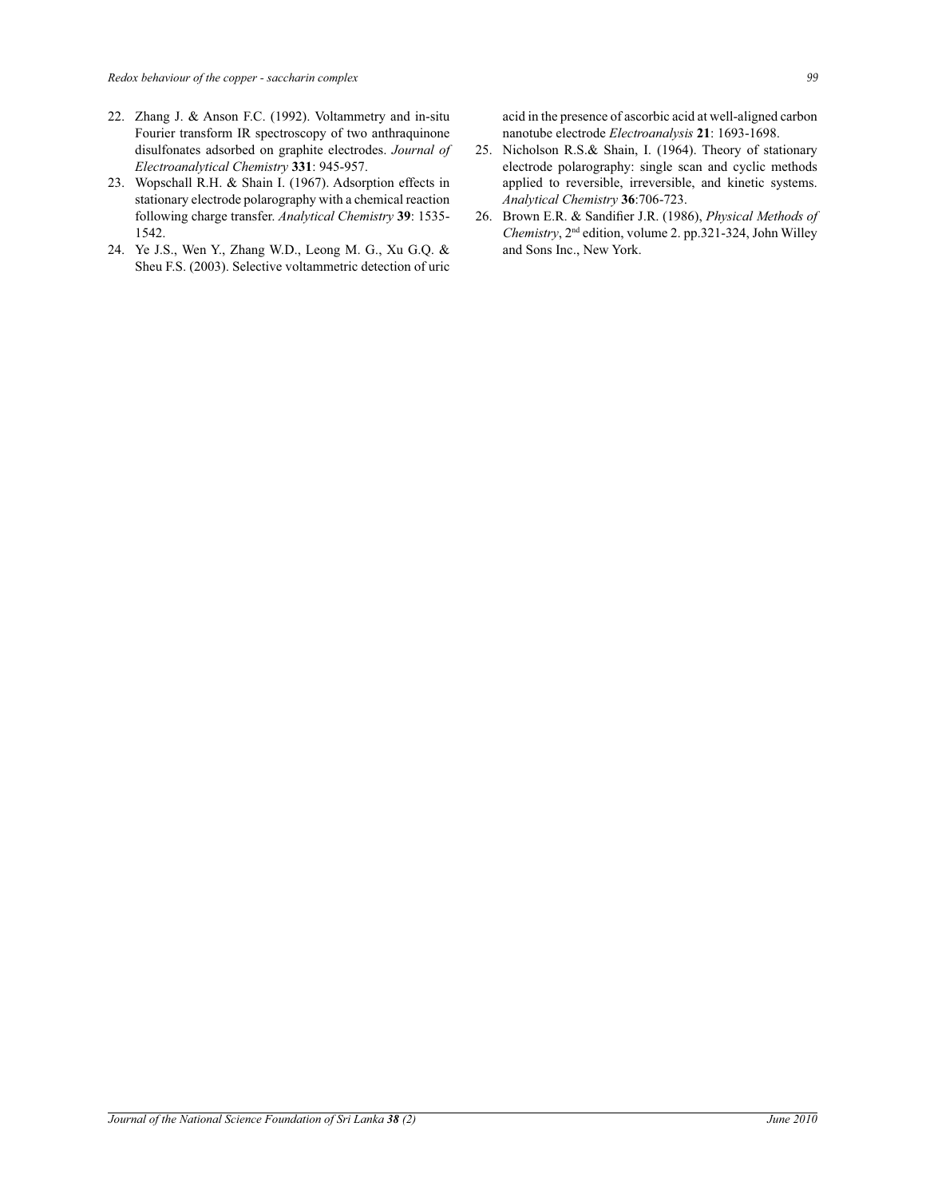22. Zhang J. & Anson F.C. (1992). Voltammetry and in-situ Fourier transform IR spectroscopy of two anthraquinone disulfonates adsorbed on graphite electrodes. *Journal of Electroanalytical Chemistry* **331**: 945-957.
23. Wopschall R.H. & Shain I. (1967). Adsorption effects in stationary electrode polarography with a chemical reaction following charge transfer. *Analytical Chemistry* **39**: 1535-1542.
24. Ye J.S., Wen Y., Zhang W.D., Leong M. G., Xu G.Q. & Sheu F.S. (2003). Selective voltammetric detection of uric acid in the presence of ascorbic acid at well-aligned carbon nanotube electrode *Electroanalysis* **21**: 1693-1698.
25. Nicholson R.S.& Shain, I. (1964). Theory of stationary electrode polarography: single scan and cyclic methods applied to reversible, irreversible, and kinetic systems. *Analytical Chemistry* **36**:706-723.
26. Brown E.R. & Sandifier J.R. (1986), *Physical Methods of Chemistry*, 2nd edition, volume 2. pp.321-324, John Willey and Sons Inc., New York.